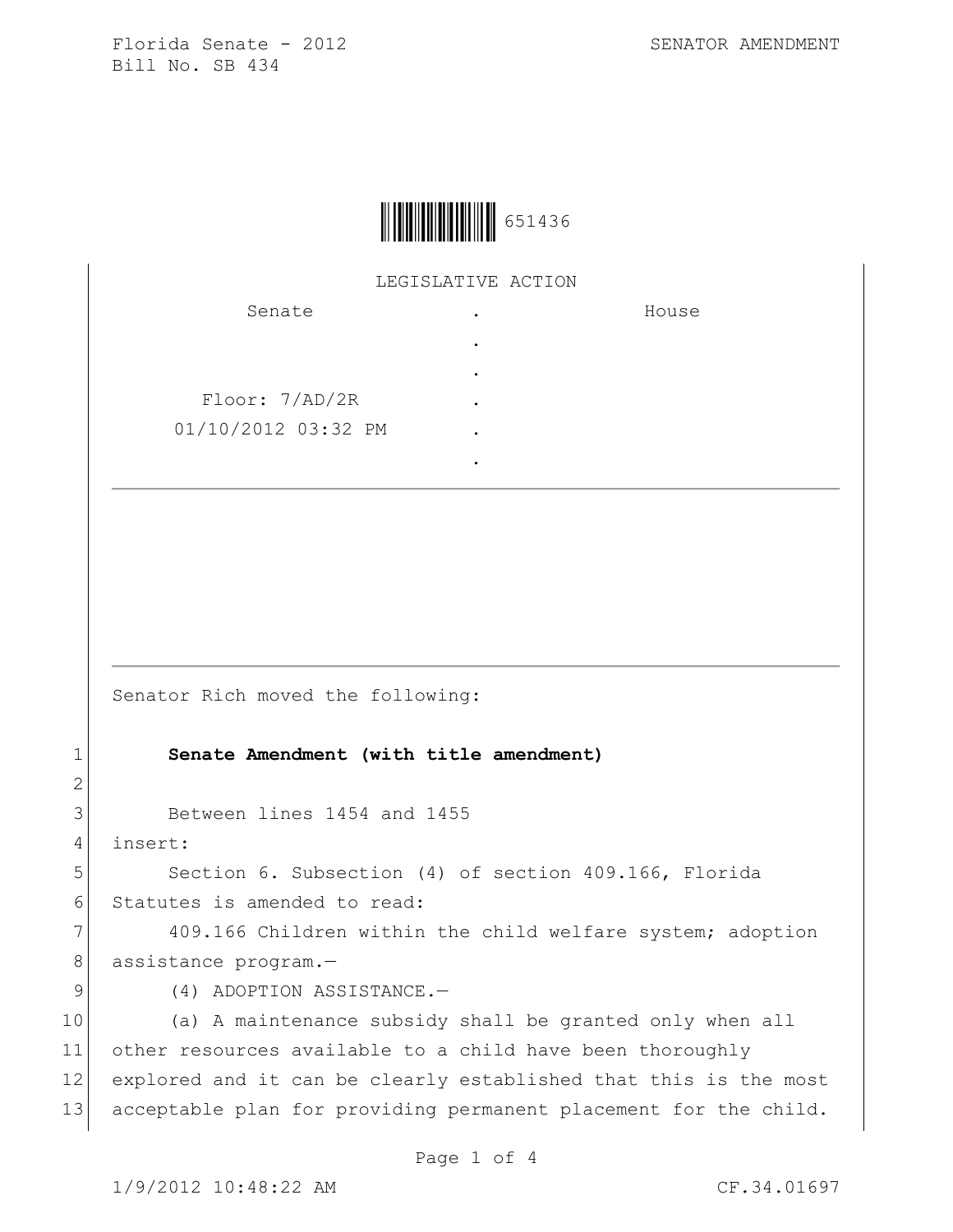Florida Senate - 2012
Bill No. SB 434

SENATOR AMENDMENT

651436

LEGISLATIVE ACTION

| Senate | . | House |
|---|---|---|
| | . | |
| | . | |
| Floor: 7/AD/2R | . | |
| 01/10/2012 03:32 PM | . | |
| | . | |

Senator Rich moved the following:

1 **Senate Amendment (with title amendment)**

2

3 Between lines 1454 and 1455

4 insert:

5 Section 6. Subsection (4) of section 409.166, Florida

6 Statutes is amended to read:

7 409.166 Children within the child welfare system; adoption

8 assistance program.—

9 (4) ADOPTION ASSISTANCE.—

10 (a) A maintenance subsidy shall be granted only when all

11 other resources available to a child have been thoroughly

12 explored and it can be clearly established that this is the most

13 acceptable plan for providing permanent placement for the child.

1/9/2012 10:48:22 AM CF.34.01697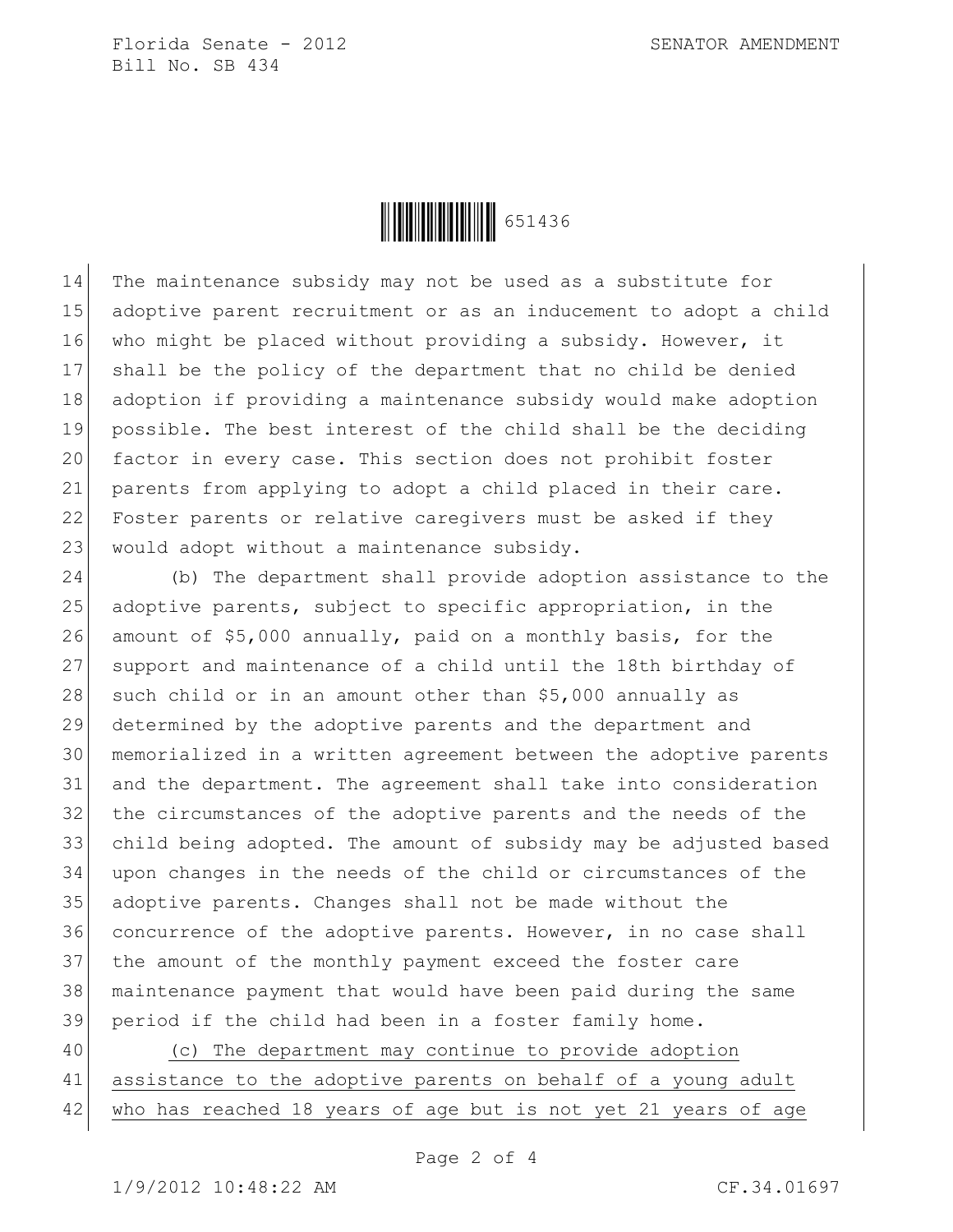The maintenance subsidy may not be used as a substitute for adoptive parent recruitment or as an inducement to adopt a child who might be placed without providing a subsidy. However, it shall be the policy of the department that no child be denied adoption if providing a maintenance subsidy would make adoption possible. The best interest of the child shall be the deciding factor in every case. This section does not prohibit foster parents from applying to adopt a child placed in their care. Foster parents or relative caregivers must be asked if they would adopt without a maintenance subsidy.

(b) The department shall provide adoption assistance to the adoptive parents, subject to specific appropriation, in the amount of $5,000 annually, paid on a monthly basis, for the support and maintenance of a child until the 18th birthday of such child or in an amount other than $5,000 annually as determined by the adoptive parents and the department and memorialized in a written agreement between the adoptive parents and the department. The agreement shall take into consideration the circumstances of the adoptive parents and the needs of the child being adopted. The amount of subsidy may be adjusted based upon changes in the needs of the child or circumstances of the adoptive parents. Changes shall not be made without the concurrence of the adoptive parents. However, in no case shall the amount of the monthly payment exceed the foster care maintenance payment that would have been paid during the same period if the child had been in a foster family home.

<u>(c) The department may continue to provide adoption assistance to the adoptive parents on behalf of a young adult who has reached 18 years of age but is not yet 21 years of age</u>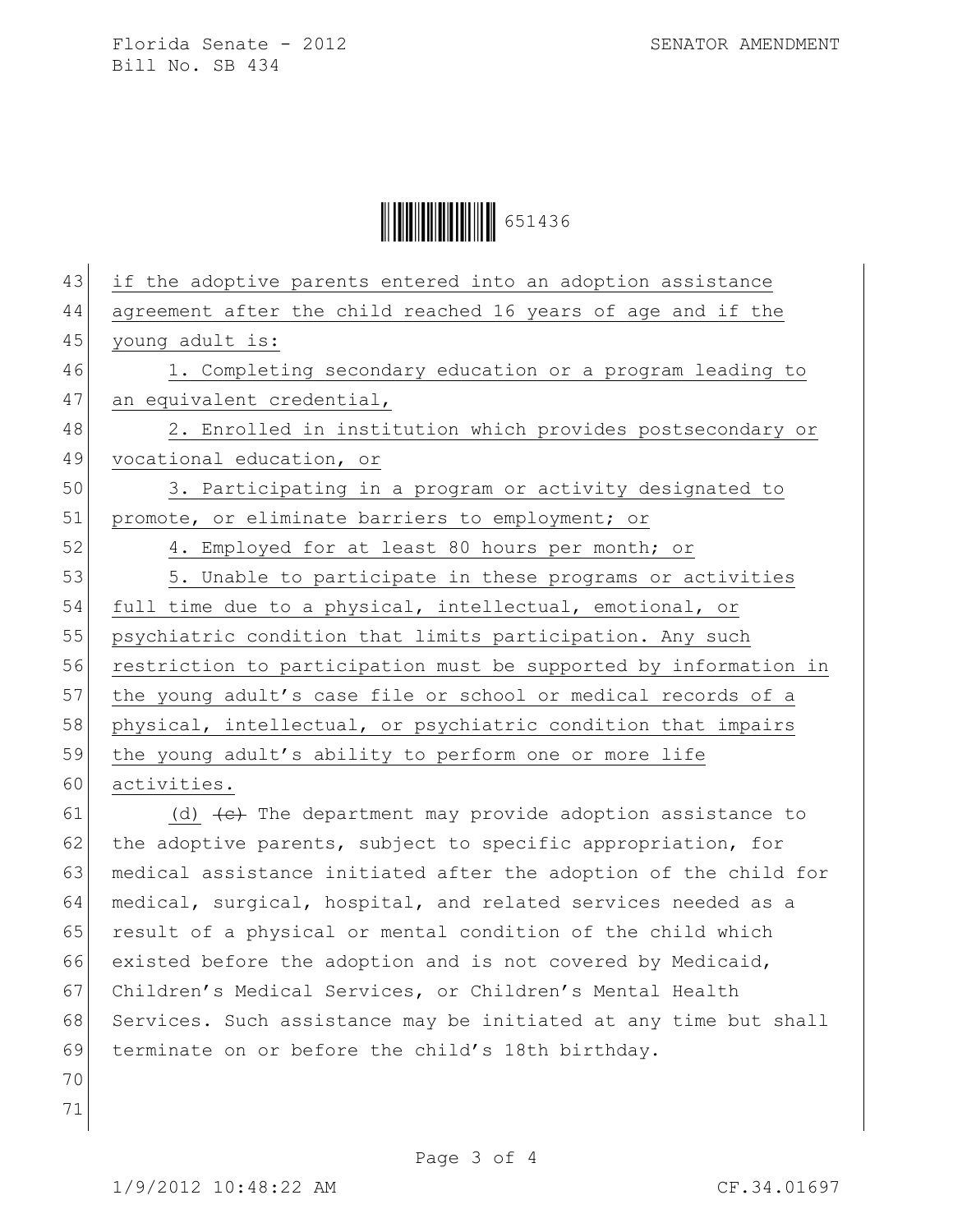if the adoptive parents entered into an adoption assistance agreement after the child reached 16 years of age and if the young adult is:

1. Completing secondary education or a program leading to an equivalent credential,

2. Enrolled in institution which provides postsecondary or vocational education, or

3. Participating in a program or activity designated to promote, or eliminate barriers to employment; or

4. Employed for at least 80 hours per month; or

5. Unable to participate in these programs or activities full time due to a physical, intellectual, emotional, or psychiatric condition that limits participation. Any such restriction to participation must be supported by information in the young adult's case file or school or medical records of a physical, intellectual, or psychiatric condition that impairs the young adult's ability to perform one or more life activities.

(d) ~~(c)~~ The department may provide adoption assistance to the adoptive parents, subject to specific appropriation, for medical assistance initiated after the adoption of the child for medical, surgical, hospital, and related services needed as a result of a physical or mental condition of the child which existed before the adoption and is not covered by Medicaid, Children's Medical Services, or Children's Mental Health Services. Such assistance may be initiated at any time but shall terminate on or before the child's 18th birthday.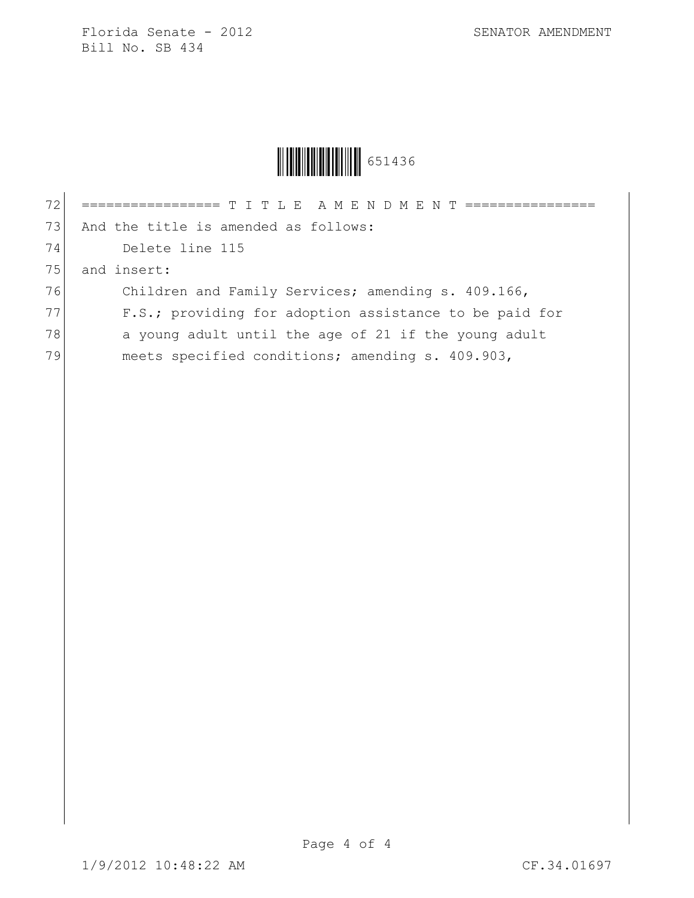================= T I T L E A M E N D M E N T ================

And the title is amended as follows:

Delete line 115

and insert:

Children and Family Services; amending s. 409.166, F.S.; providing for adoption assistance to be paid for a young adult until the age of 21 if the young adult meets specified conditions; amending s. 409.903,